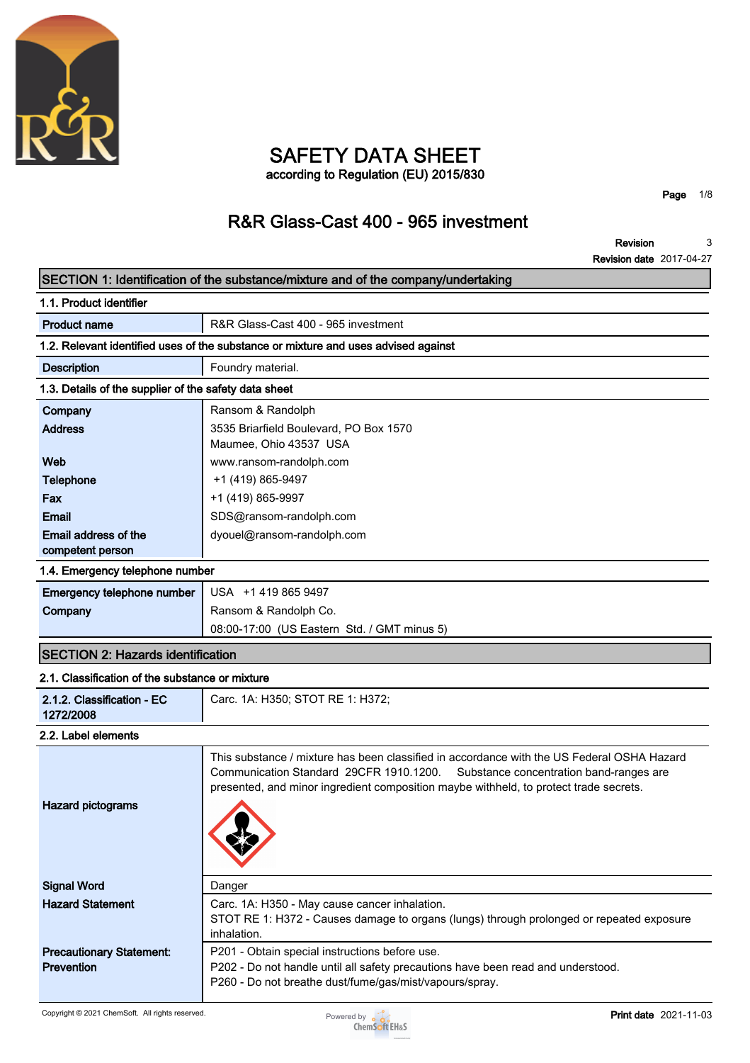# SAFETY DATA SHEET

according to Regulation (EU) 2015/830

## R&R Glass-Cast 400 - 965 investment

**Revision** 3
**Revision date** 2017-04-27

## SECTION 1: Identification of the substance/mixture and of the company/undertaking

### 1.1. Product identifier

| | |
|---|---|
| **Product name** | R&R Glass-Cast 400 - 965 investment |

### 1.2. Relevant identified uses of the substance or mixture and uses advised against

| | |
|---|---|
| **Description** | Foundry material. |

### 1.3. Details of the supplier of the safety data sheet

| | |
|---|---|
| **Company** | Ransom & Randolph |
| **Address** | 3535 Briarfield Boulevard, PO Box 1570<br>Maumee, Ohio 43537 USA |
| **Web** | www.ransom-randolph.com |
| **Telephone** | +1 (419) 865-9497 |
| **Fax** | +1 (419) 865-9997 |
| **Email** | SDS@ransom-randolph.com |
| **Email address of the competent person** | dyouel@ransom-randolph.com |

### 1.4. Emergency telephone number

| | |
|---|---|
| **Emergency telephone number** | USA +1 419 865 9497 |
| **Company** | Ransom & Randolph Co.<br>08:00-17:00 (US Eastern Std. / GMT minus 5) |

## SECTION 2: Hazards identification

### 2.1. Classification of the substance or mixture

| | |
|---|---|
| **2.1.2. Classification - EC 1272/2008** | Carc. 1A: H350; STOT RE 1: H372; |

### 2.2. Label elements

| | |
|---|---|
| **Hazard pictograms** | This substance / mixture has been classified in accordance with the US Federal OSHA Hazard Communication Standard 29CFR 1910.1200. Substance concentration band-ranges are presented, and minor ingredient composition maybe withheld, to protect trade secrets. |
| **Signal Word** | Danger |
| **Hazard Statement** | Carc. 1A: H350 - May cause cancer inhalation.<br>STOT RE 1: H372 - Causes damage to organs (lungs) through prolonged or repeated exposure inhalation. |
| **Precautionary Statement: Prevention** | P201 - Obtain special instructions before use.<br>P202 - Do not handle until all safety precautions have been read and understood.<br>P260 - Do not breathe dust/fume/gas/mist/vapours/spray. |

Copyright © 2021 ChemSoft. All rights reserved.

**Print date** 2021-11-03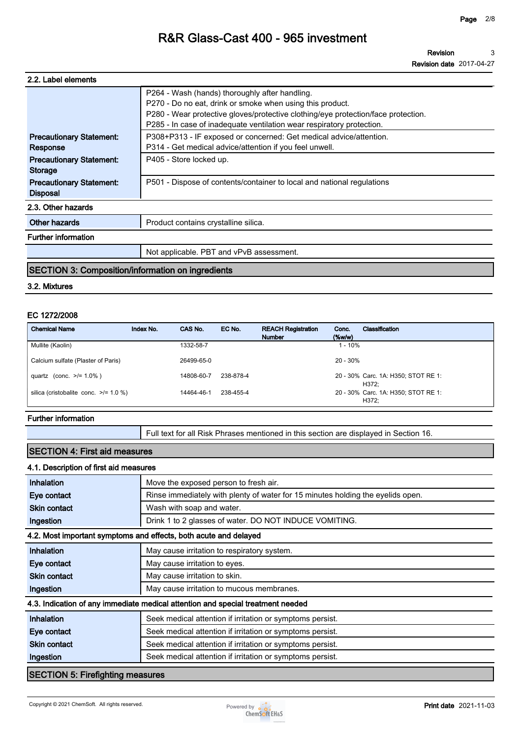### 2.2. Label elements

| | |
|---|---|
| | P264 - Wash (hands) thoroughly after handling.<br>P270 - Do no eat, drink or smoke when using this product.<br>P280 - Wear protective gloves/protective clothing/eye protection/face protection.<br>P285 - In case of inadequate ventilation wear respiratory protection. |
| **Precautionary Statement: Response** | P308+P313 - IF exposed or concerned: Get medical advice/attention.<br>P314 - Get medical advice/attention if you feel unwell. |
| **Precautionary Statement: Storage** | P405 - Store locked up. |
| **Precautionary Statement: Disposal** | P501 - Dispose of contents/container to local and national regulations |

### 2.3. Other hazards

| | |
|---|---|
| **Other hazards** | Product contains crystalline silica. |

**Further information**

Not applicable. PBT and vPvB assessment.

## SECTION 3: Composition/information on ingredients

### 3.2. Mixtures

**EC 1272/2008**

| Chemical Name | Index No. | CAS No. | EC No. | REACH Registration Number | Conc. (%w/w) | Classification |
|---|---|---|---|---|---|---|
| Mullite (Kaolin) | | 1332-58-7 | | | 1 - 10% | |
| Calcium sulfate (Plaster of Paris) | | 26499-65-0 | | | 20 - 30% | |
| quartz (conc. >/= 1.0% ) | | 14808-60-7 | 238-878-4 | | 20 - 30% | Carc. 1A: H350; STOT RE 1: H372; |
| silica (cristobalite conc. >/= 1.0 %) | | 14464-46-1 | 238-455-4 | | 20 - 30% | Carc. 1A: H350; STOT RE 1: H372; |

**Further information**

Full text for all Risk Phrases mentioned in this section are displayed in Section 16.

## SECTION 4: First aid measures

### 4.1. Description of first aid measures

| | |
|---|---|
| **Inhalation** | Move the exposed person to fresh air. |
| **Eye contact** | Rinse immediately with plenty of water for 15 minutes holding the eyelids open. |
| **Skin contact** | Wash with soap and water. |
| **Ingestion** | Drink 1 to 2 glasses of water. DO NOT INDUCE VOMITING. |

### 4.2. Most important symptoms and effects, both acute and delayed

| | |
|---|---|
| **Inhalation** | May cause irritation to respiratory system. |
| **Eye contact** | May cause irritation to eyes. |
| **Skin contact** | May cause irritation to skin. |
| **Ingestion** | May cause irritation to mucous membranes. |

### 4.3. Indication of any immediate medical attention and special treatment needed

| | |
|---|---|
| **Inhalation** | Seek medical attention if irritation or symptoms persist. |
| **Eye contact** | Seek medical attention if irritation or symptoms persist. |
| **Skin contact** | Seek medical attention if irritation or symptoms persist. |
| **Ingestion** | Seek medical attention if irritation or symptoms persist. |

## SECTION 5: Firefighting measures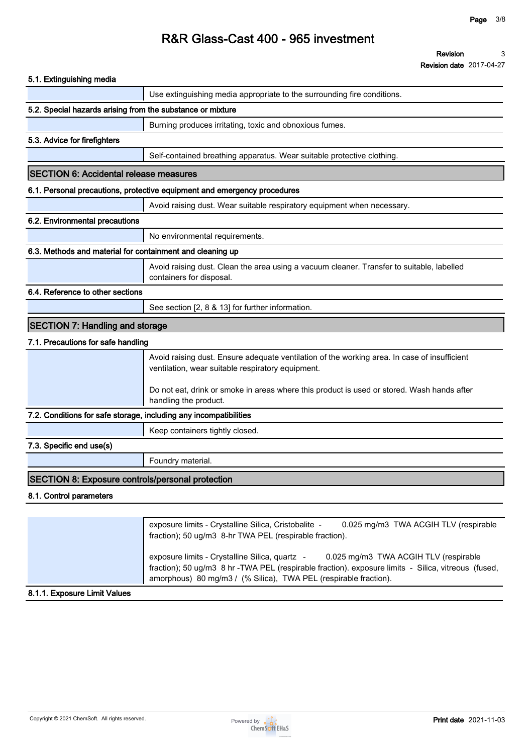### 5.1. Extinguishing media

Use extinguishing media appropriate to the surrounding fire conditions.

### 5.2. Special hazards arising from the substance or mixture

Burning produces irritating, toxic and obnoxious fumes.

### 5.3. Advice for firefighters

Self-contained breathing apparatus. Wear suitable protective clothing.

## SECTION 6: Accidental release measures

### 6.1. Personal precautions, protective equipment and emergency procedures

Avoid raising dust. Wear suitable respiratory equipment when necessary.

### 6.2. Environmental precautions

No environmental requirements.

### 6.3. Methods and material for containment and cleaning up

Avoid raising dust. Clean the area using a vacuum cleaner. Transfer to suitable, labelled containers for disposal.

### 6.4. Reference to other sections

See section [2, 8 & 13] for further information.

## SECTION 7: Handling and storage

### 7.1. Precautions for safe handling

Avoid raising dust. Ensure adequate ventilation of the working area. In case of insufficient ventilation, wear suitable respiratory equipment.

Do not eat, drink or smoke in areas where this product is used or stored. Wash hands after handling the product.

### 7.2. Conditions for safe storage, including any incompatibilities

Keep containers tightly closed.

### 7.3. Specific end use(s)

Foundry material.

## SECTION 8: Exposure controls/personal protection

### 8.1. Control parameters

exposure limits - Crystalline Silica, Cristobalite - 0.025 mg/m3 TWA ACGIH TLV (respirable fraction); 50 ug/m3 8-hr TWA PEL (respirable fraction).

exposure limits - Crystalline Silica, quartz - 0.025 mg/m3 TWA ACGIH TLV (respirable fraction); 50 ug/m3 8 hr -TWA PEL (respirable fraction). exposure limits - Silica, vitreous (fused, amorphous) 80 mg/m3 / (% Silica), TWA PEL (respirable fraction).

### 8.1.1. Exposure Limit Values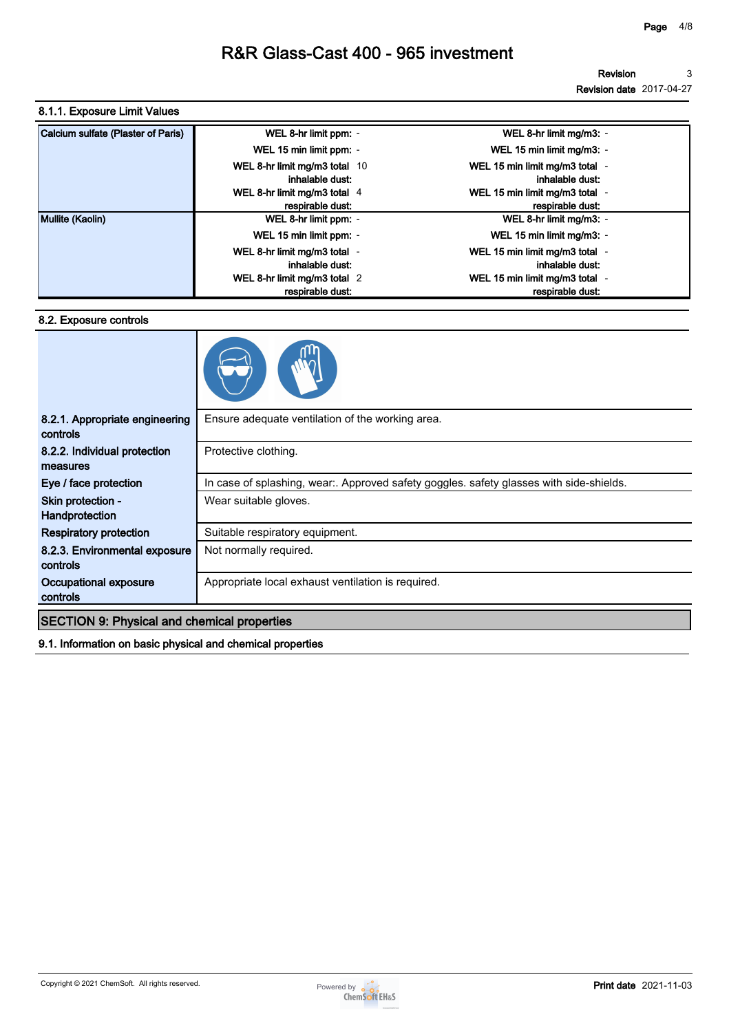### 8.1.1. Exposure Limit Values

| Substance | | | | |
|---|---|---|---|---|
| Calcium sulfate (Plaster of Paris) | WEL 8-hr limit ppm: | - | WEL 8-hr limit mg/m3: | - |
| | WEL 15 min limit ppm: | - | WEL 15 min limit mg/m3: | - |
| | WEL 8-hr limit mg/m3 total inhalable dust: | 10 | WEL 15 min limit mg/m3 total inhalable dust: | - |
| | WEL 8-hr limit mg/m3 total respirable dust: | 4 | WEL 15 min limit mg/m3 total respirable dust: | - |
| Mullite (Kaolin) | WEL 8-hr limit ppm: | - | WEL 8-hr limit mg/m3: | - |
| | WEL 15 min limit ppm: | - | WEL 15 min limit mg/m3: | - |
| | WEL 8-hr limit mg/m3 total inhalable dust: | - | WEL 15 min limit mg/m3 total inhalable dust: | - |
| | WEL 8-hr limit mg/m3 total respirable dust: | 2 | WEL 15 min limit mg/m3 total respirable dust: | - |

### 8.2. Exposure controls

| | |
|---|---|
| 8.2.1. Appropriate engineering controls | Ensure adequate ventilation of the working area. |
| 8.2.2. Individual protection measures | Protective clothing. |
| Eye / face protection | In case of splashing, wear:. Approved safety goggles. safety glasses with side-shields. |
| Skin protection - Handprotection | Wear suitable gloves. |
| Respiratory protection | Suitable respiratory equipment. |
| 8.2.3. Environmental exposure controls | Not normally required. |
| Occupational exposure controls | Appropriate local exhaust ventilation is required. |

## SECTION 9: Physical and chemical properties

### 9.1. Information on basic physical and chemical properties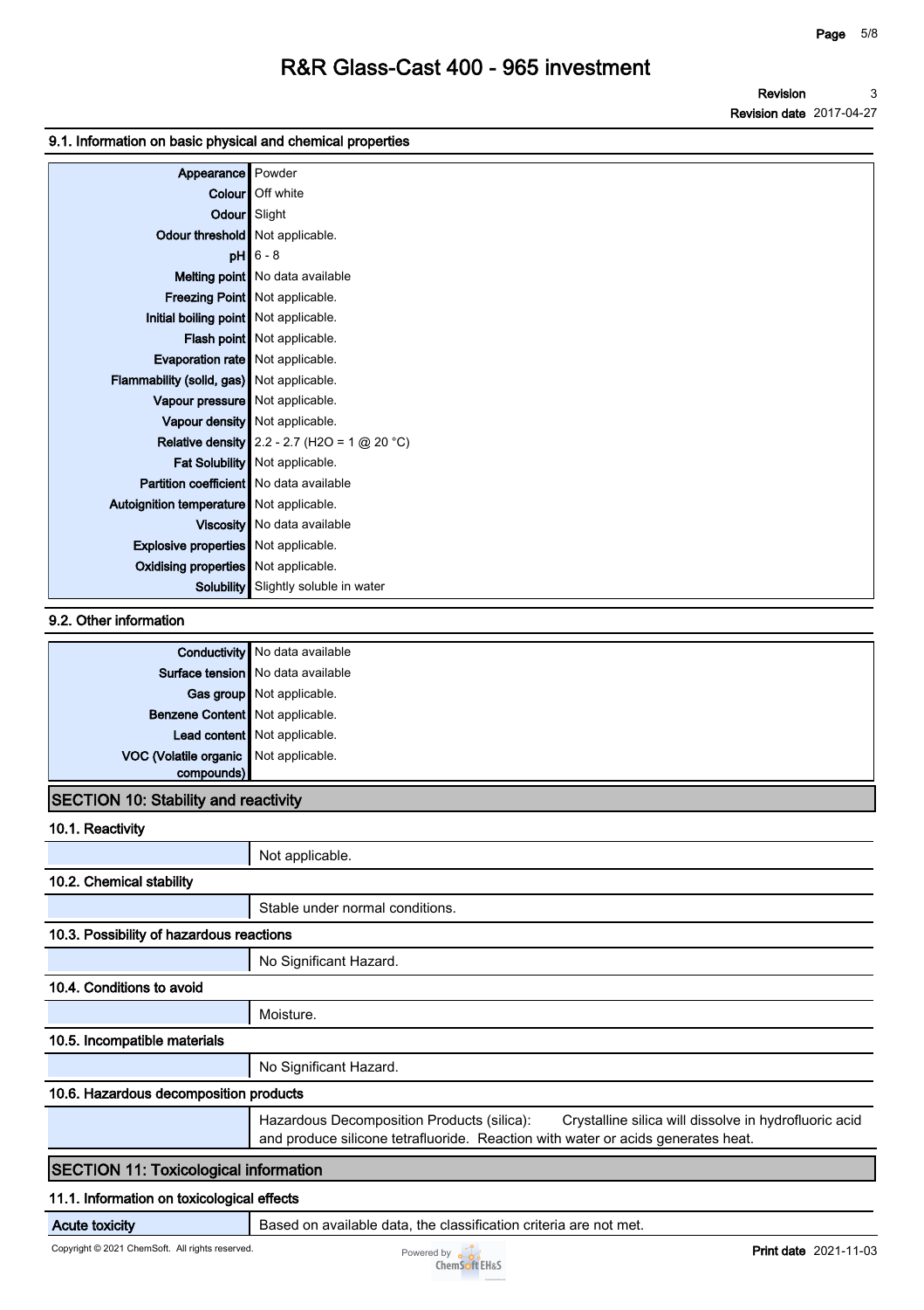### 9.1. Information on basic physical and chemical properties

| Property | Value |
|---|---|
| Appearance | Powder |
| Colour | Off white |
| Odour | Slight |
| Odour threshold | Not applicable. |
| pH | 6 - 8 |
| Melting point | No data available |
| Freezing Point | Not applicable. |
| Initial boiling point | Not applicable. |
| Flash point | Not applicable. |
| Evaporation rate | Not applicable. |
| Flammability (solid, gas) | Not applicable. |
| Vapour pressure | Not applicable. |
| Vapour density | Not applicable. |
| Relative density | 2.2 - 2.7 ($H_2O$ = 1 @ 20 °C) |
| Fat Solubility | Not applicable. |
| Partition coefficient | No data available |
| Autoignition temperature | Not applicable. |
| Viscosity | No data available |
| Explosive properties | Not applicable. |
| Oxidising properties | Not applicable. |
| Solubility | Slightly soluble in water |

### 9.2. Other information

| Property | Value |
|---|---|
| Conductivity | No data available |
| Surface tension | No data available |
| Gas group | Not applicable. |
| Benzene Content | Not applicable. |
| Lead content | Not applicable. |
| VOC (Volatile organic compounds) | Not applicable. |

## SECTION 10: Stability and reactivity

### 10.1. Reactivity

Not applicable.

### 10.2. Chemical stability

Stable under normal conditions.

### 10.3. Possibility of hazardous reactions

No Significant Hazard.

### 10.4. Conditions to avoid

Moisture.

### 10.5. Incompatible materials

No Significant Hazard.

### 10.6. Hazardous decomposition products

Hazardous Decomposition Products (silica): Crystalline silica will dissolve in hydrofluoric acid and produce silicone tetrafluoride. Reaction with water or acids generates heat.

## SECTION 11: Toxicological information

### 11.1. Information on toxicological effects

| | |
|---|---|
| Acute toxicity | Based on available data, the classification criteria are not met. |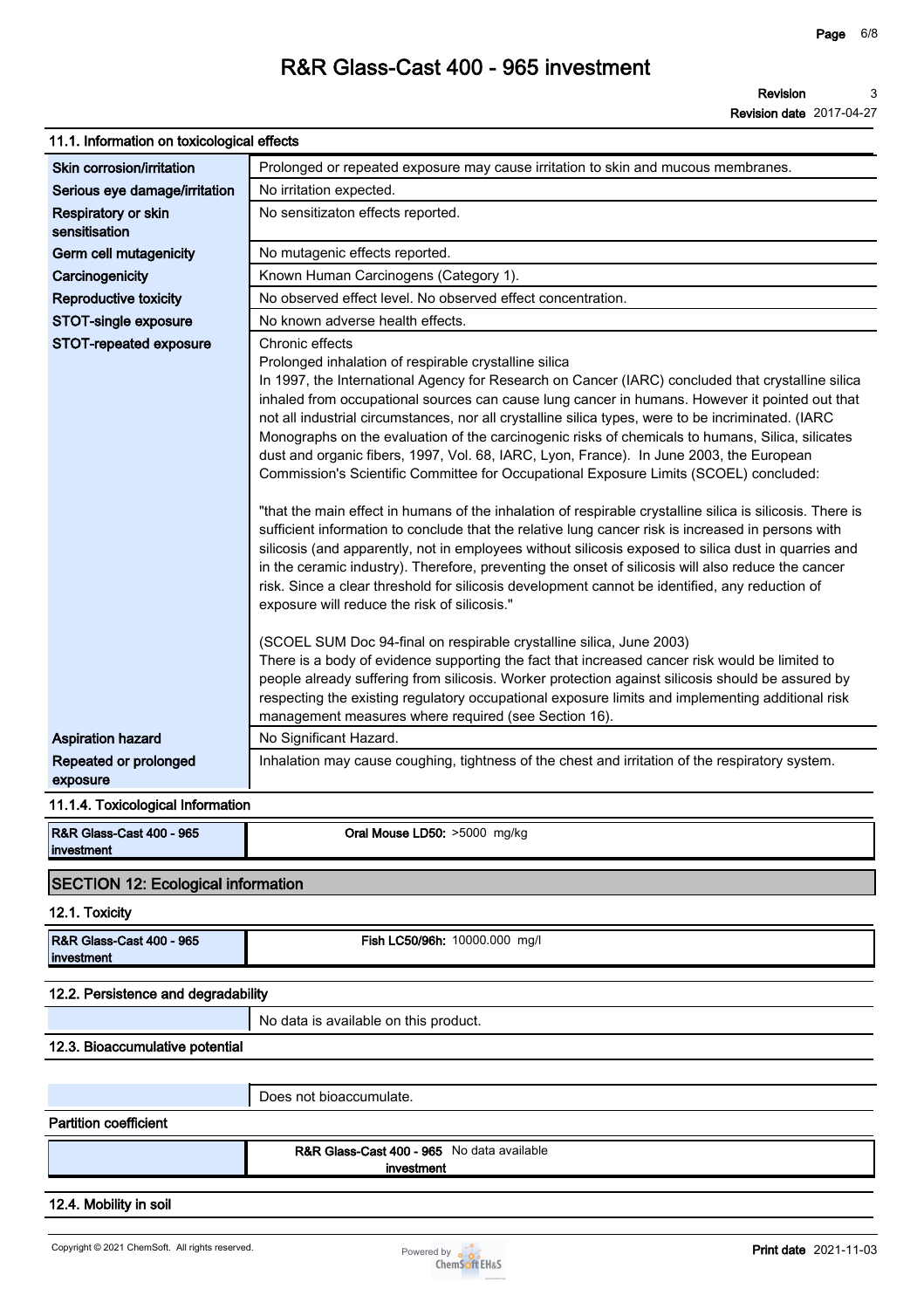### 11.1. Information on toxicological effects

| | |
|---|---|
| Skin corrosion/irritation | Prolonged or repeated exposure may cause irritation to skin and mucous membranes. |
| Serious eye damage/irritation | No irritation expected. |
| Respiratory or skin sensitisation | No sensitizaton effects reported. |
| Germ cell mutagenicity | No mutagenic effects reported. |
| Carcinogenicity | Known Human Carcinogens (Category 1). |
| Reproductive toxicity | No observed effect level. No observed effect concentration. |
| STOT-single exposure | No known adverse health effects. |
| STOT-repeated exposure | Chronic effects<br>Prolonged inhalation of respirable crystalline silica<br>In 1997, the International Agency for Research on Cancer (IARC) concluded that crystalline silica inhaled from occupational sources can cause lung cancer in humans. However it pointed out that not all industrial circumstances, nor all crystalline silica types, were to be incriminated. (IARC Monographs on the evaluation of the carcinogenic risks of chemicals to humans, Silica, silicates dust and organic fibers, 1997, Vol. 68, IARC, Lyon, France). In June 2003, the European Commission's Scientific Committee for Occupational Exposure Limits (SCOEL) concluded:<br><br>"that the main effect in humans of the inhalation of respirable crystalline silica is silicosis. There is sufficient information to conclude that the relative lung cancer risk is increased in persons with silicosis (and apparently, not in employees without silicosis exposed to silica dust in quarries and in the ceramic industry). Therefore, preventing the onset of silicosis will also reduce the cancer risk. Since a clear threshold for silicosis development cannot be identified, any reduction of exposure will reduce the risk of silicosis."<br><br>(SCOEL SUM Doc 94-final on respirable crystalline silica, June 2003)<br>There is a body of evidence supporting the fact that increased cancer risk would be limited to people already suffering from silicosis. Worker protection against silicosis should be assured by respecting the existing regulatory occupational exposure limits and implementing additional risk management measures where required (see Section 16). |
| Aspiration hazard | No Significant Hazard. |
| Repeated or prolonged exposure | Inhalation may cause coughing, tightness of the chest and irritation of the respiratory system. |

### 11.1.4. Toxicological Information

| | |
|---|---|
| R&R Glass-Cast 400 - 965 investment | **Oral Mouse LD50:** >5000 mg/kg |

## SECTION 12: Ecological information

### 12.1. Toxicity

| | |
|---|---|
| R&R Glass-Cast 400 - 965 investment | **Fish LC50/96h:** 10000.000 mg/l |

### 12.2. Persistence and degradability

| | |
|---|---|
| | No data is available on this product. |

### 12.3. Bioaccumulative potential

| | |
|---|---|
| | Does not bioaccumulate. |

**Partition coefficient**

| | |
|---|---|
| | **R&R Glass-Cast 400 - 965 investment** No data available |

### 12.4. Mobility in soil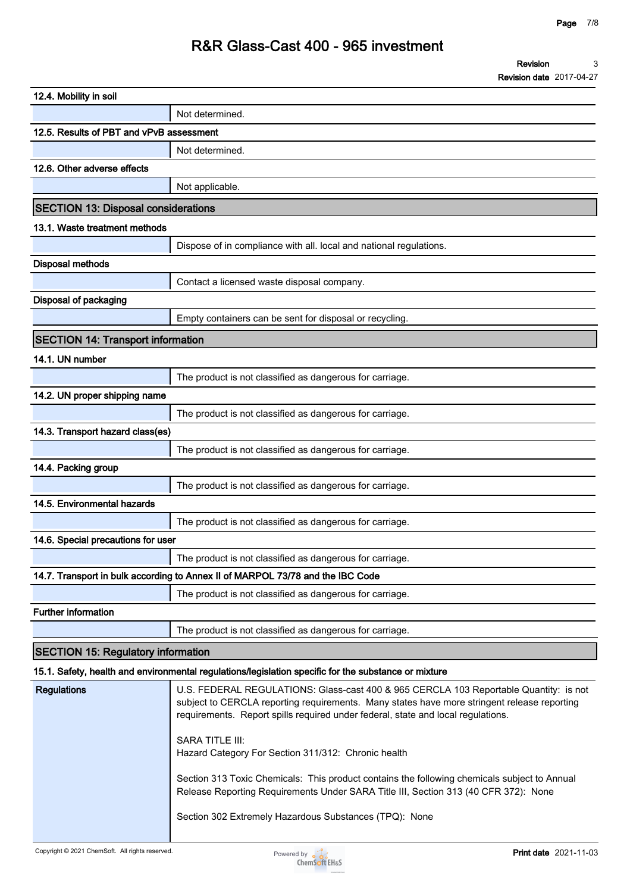### 12.4. Mobility in soil

| | |
|---|---|
| | Not determined. |

### 12.5. Results of PBT and vPvB assessment

| | |
|---|---|
| | Not determined. |

### 12.6. Other adverse effects

| | |
|---|---|
| | Not applicable. |

## SECTION 13: Disposal considerations

### 13.1. Waste treatment methods

| | |
|---|---|
| | Dispose of in compliance with all. local and national regulations. |

### Disposal methods

| | |
|---|---|
| | Contact a licensed waste disposal company. |

### Disposal of packaging

| | |
|---|---|
| | Empty containers can be sent for disposal or recycling. |

## SECTION 14: Transport information

### 14.1. UN number

| | |
|---|---|
| | The product is not classified as dangerous for carriage. |

### 14.2. UN proper shipping name

| | |
|---|---|
| | The product is not classified as dangerous for carriage. |

### 14.3. Transport hazard class(es)

| | |
|---|---|
| | The product is not classified as dangerous for carriage. |

### 14.4. Packing group

| | |
|---|---|
| | The product is not classified as dangerous for carriage. |

### 14.5. Environmental hazards

| | |
|---|---|
| | The product is not classified as dangerous for carriage. |

### 14.6. Special precautions for user

| | |
|---|---|
| | The product is not classified as dangerous for carriage. |

### 14.7. Transport in bulk according to Annex II of MARPOL 73/78 and the IBC Code

| | |
|---|---|
| | The product is not classified as dangerous for carriage. |

### Further information

| | |
|---|---|
| | The product is not classified as dangerous for carriage. |

## SECTION 15: Regulatory information

### 15.1. Safety, health and environmental regulations/legislation specific for the substance or mixture

**Regulations**

U.S. FEDERAL REGULATIONS: Glass-cast 400 & 965 CERCLA 103 Reportable Quantity: is not subject to CERCLA reporting requirements. Many states have more stringent release reporting requirements. Report spills required under federal, state and local regulations.

SARA TITLE III:
Hazard Category For Section 311/312: Chronic health

Section 313 Toxic Chemicals: This product contains the following chemicals subject to Annual Release Reporting Requirements Under SARA Title III, Section 313 (40 CFR 372): None

Section 302 Extremely Hazardous Substances (TPQ): None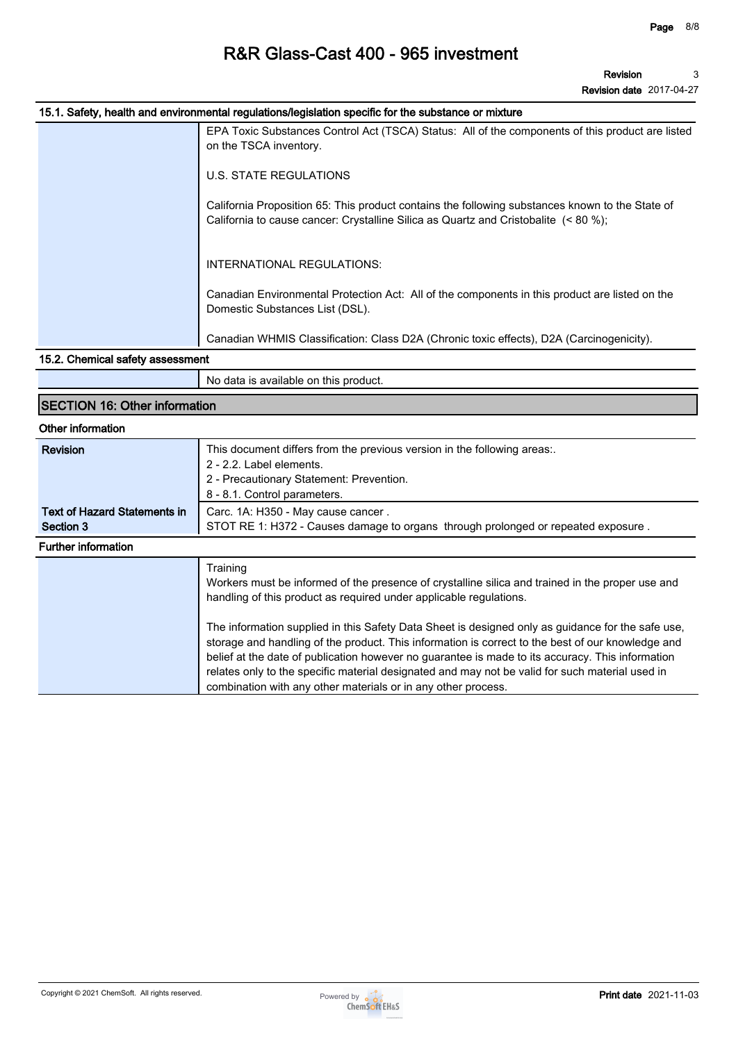# R&R Glass-Cast 400 - 965 investment

**Revision** 3

**Revision date** 2017-04-27

### 15.1. Safety, health and environmental regulations/legislation specific for the substance or mixture

| | |
|---|---|
| | EPA Toxic Substances Control Act (TSCA) Status: All of the components of this product are listed on the TSCA inventory.<br><br>U.S. STATE REGULATIONS<br><br>California Proposition 65: This product contains the following substances known to the State of California to cause cancer: Crystalline Silica as Quartz and Cristobalite (< 80 %);<br><br>INTERNATIONAL REGULATIONS:<br><br>Canadian Environmental Protection Act: All of the components in this product are listed on the Domestic Substances List (DSL).<br><br>Canadian WHMIS Classification: Class D2A (Chronic toxic effects), D2A (Carcinogenicity). |

### 15.2. Chemical safety assessment

| | |
|---|---|
| | No data is available on this product. |

## SECTION 16: Other information

### Other information

| | |
|---|---|
| **Revision** | This document differs from the previous version in the following areas:.<br>2 - 2.2. Label elements.<br>2 - Precautionary Statement: Prevention.<br>8 - 8.1. Control parameters. |
| **Text of Hazard Statements in Section 3** | Carc. 1A: H350 - May cause cancer .<br>STOT RE 1: H372 - Causes damage to organs through prolonged or repeated exposure . |

### Further information

| | |
|---|---|
| | Training<br>Workers must be informed of the presence of crystalline silica and trained in the proper use and handling of this product as required under applicable regulations.<br><br>The information supplied in this Safety Data Sheet is designed only as guidance for the safe use, storage and handling of the product. This information is correct to the best of our knowledge and belief at the date of publication however no guarantee is made to its accuracy. This information relates only to the specific material designated and may not be valid for such material used in combination with any other materials or in any other process. |

Copyright © 2021 ChemSoft. All rights reserved.

Powered by ChemSoft EH&S

**Print date** 2021-11-03